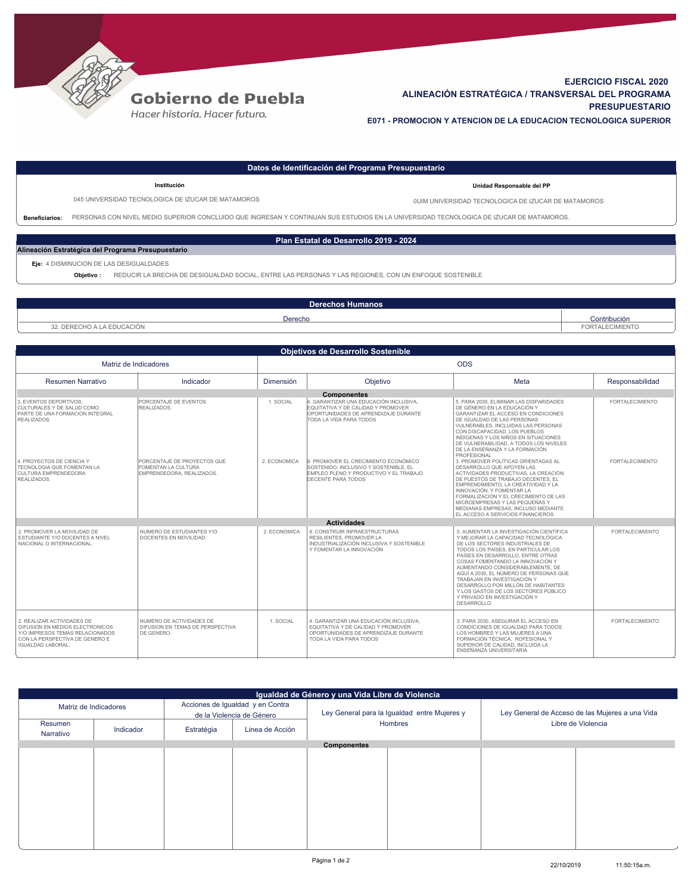Gobierno de Puebla
*Hacer historia. Hacer futuro.*

# EJERCICIO FISCAL 2020
## ALINEACIÓN ESTRATÉGICA / TRANSVERSAL DEL PROGRAMA PRESUPUESTARIO
### E071 - PROMOCION Y ATENCION DE LA EDUCACION TECNOLOGICA SUPERIOR

## Datos de Identificación del Programa Presupuestario

| Institución | Unidad Responsable del PP |
|---|---|
| 045 UNIVERSIDAD TECNOLOGICA DE IZUCAR DE MATAMOROS | 0UIM UNIVERSIDAD TECNOLOGICA DE IZUCAR DE MATAMOROS |

**Beneficiarios:** PERSONAS CON NIVEL MEDIO SUPERIOR CONCLUIDO QUE INGRESAN Y CONTINUAN SUS ESTUDIOS EN LA UNIVERSIDAD TECNOLOGICA DE IZUCAR DE MATAMOROS.

## Plan Estatal de Desarrollo 2019 - 2024

**Alineación Estratégica del Programa Presupuestario**

**Eje:** 4 DISMINUCION DE LAS DESIGUALDADES

**Objetivo :** REDUCIR LA BRECHA DE DESIGUALDAD SOCIAL, ENTRE LAS PERSONAS Y LAS REGIONES, CON UN ENFOQUE SOSTENIBLE

## Derechos Humanos

| Derecho | Contribución |
|---|---|
| 32. DERECHO A LA EDUCACIÓN | FORTALECIMIENTO |

## Objetivos de Desarrollo Sostenible

| Matriz de Indicadores | | ODS | | | |
|---|---|---|---|---|---|
| Resumen Narrativo | Indicador | Dimensión | Objetivo | Meta | Responsabilidad |
| **Componentes** | | | | | |
| 3. EVENTOS DEPORTIVOS, CULTURALES Y DE SALUD COMO PARTE DE UNA FORMACION INTEGRAL REALIZADOS. | PORCENTAJE DE EVENTOS REALIZADOS. | 1. SOCIAL | 4. GARANTIZAR UNA EDUCACIÓN INCLUSIVA, EQUITATIVA Y DE CALIDAD Y PROMOVER OPORTUNIDADES DE APRENDIZAJE DURANTE TODA LA VIDA PARA TODOS | 5. PARA 2030, ELIMINAR LAS DISPARIDADES DE GÉNERO EN LA EDUCACIÓN Y GARANTIZAR EL ACCESO EN CONDICIONES DE IGUALDAD DE LAS PERSONAS VULNERABLES, INCLUIDAS LAS PERSONAS CON DISCAPACIDAD, LOS PUEBLOS INDÍGENAS Y LOS NIÑOS EN SITUACIONES DE VULNERABILIDAD, A TODOS LOS NIVELES DE LA ENSEÑANZA Y LA FORMACIÓN PROFESIONAL | FORTALECIMIENTO |
| 4. PROYECTOS DE CIENCIA Y TECNOLOGIA QUE FOMENTAN LA CULTURA EMPRENDEDORA REALIZADOS. | PORCENTAJE DE PROYECTOS QUE FOMENTAN LA CULTURA EMPRENDEDORA, REALIZADOS. | 2. ECONOMICA | 8. PROMOVER EL CRECIMIENTO ECONÓMICO SOSTENIDO, INCLUSIVO Y SOSTENIBLE, EL EMPLEO PLENO Y PRODUCTIVO Y EL TRABAJO DECENTE PARA TODOS | 3. PROMOVER POLÍTICAS ORIENTADAS AL DESARROLLO QUE APOYEN LAS ACTIVIDADES PRODUCTIVAS, LA CREACIÓN DE PUESTOS DE TRABAJO DECENTES, EL EMPRENDIMIENTO, LA CREATIVIDAD Y LA INNOVACIÓN, Y FOMENTAR LA FORMALIZACIÓN Y EL CRECIMIENTO DE LAS MICROEMPRESAS Y LAS PEQUEÑAS Y MEDIANAS EMPRESAS, INCLUSO MEDIANTE EL ACCESO A SERVICIOS FINANCIEROS | FORTALECIMIENTO |
| **Actividades** | | | | | |
| 2. PROMOVER LA MOVILIDAD DE ESTUDIANTE Y/O DOCENTES A NIVEL NACIONAL O INTERNACIONAL. | NUMERO DE ESTUDIANTES Y/O DOCENTES EN MOVILIDAD. | 2. ECONOMICA | 9. CONSTRUIR INFRAESTRUCTURAS RESILIENTES, PROMOVER LA INDUSTRIALIZACIÓN INCLUSIVA Y SOSTENIBLE Y FOMENTAR LA INNOVACIÓN | 5. AUMENTAR LA INVESTIGACIÓN CIENTÍFICA Y MEJORAR LA CAPACIDAD TECNOLÓGICA DE LOS SECTORES INDUSTRIALES DE TODOS LOS PAÍSES, EN PARTICULAR LOS PAÍSES EN DESARROLLO, ENTRE OTRAS COSAS FOMENTANDO LA INNOVACIÓN Y AUMENTANDO CONSIDERABLEMENTE, DE AQUÍ A 2030, EL NÚMERO DE PERSONAS QUE TRABAJAN EN INVESTIGACIÓN Y DESARROLLO POR MILLÓN DE HABITANTES Y LOS GASTOS DE LOS SECTORES PÚBLICO Y PRIVADO EN INVESTIGACIÓN Y DESARROLLO | FORTALECIMIENTO |
| 2. REALIZAR ACTIVIDADES DE DIFUSION EN MEDIOS ELECTRONICOS Y/O IMPRESOS TEMAS RELACIONADOS CON LA PERSPECTIVA DE GENERO E IGUALDAD LABORAL. | NUMERO DE ACTIVIDADES DE DIFUSION EN TEMAS DE PERSPECTIVA DE GENERO. | 1. SOCIAL | 4. GARANTIZAR UNA EDUCACIÓN INCLUSIVA, EQUITATIVA Y DE CALIDAD Y PROMOVER OPORTUNIDADES DE APRENDIZAJE DURANTE TODA LA VIDA PARA TODOS | 3. PARA 2030, ASEGURAR EL ACCESO EN CONDICIONES DE IGUALDAD PARA TODOS LOS HOMBRES Y LAS MUJERES A UNA FORMACIÓN TÉCNICA, ROFESIONAL Y SUPERIOR DE CALIDAD, INCLUIDA LA ENSEÑANZA UNIVERSITARIA | FORTALECIMIENTO |

## Igualdad de Género y una Vida Libre de Violencia

| Matriz de Indicadores | | Acciones de Igualdad y en Contra de la Violencia de Género | | Ley General para la Igualdad entre Mujeres y Hombres | | Ley General de Acceso de las Mujeres a una Vida Libre de Violencia | |
|---|---|---|---|---|---|---|---|
| Resumen Narrativo | Indicador | Estratégia | Linea de Acción | | | | |
| **Componentes** | | | | | | | |
| | | | | | | | |

22/10/2019 11:50:15a.m.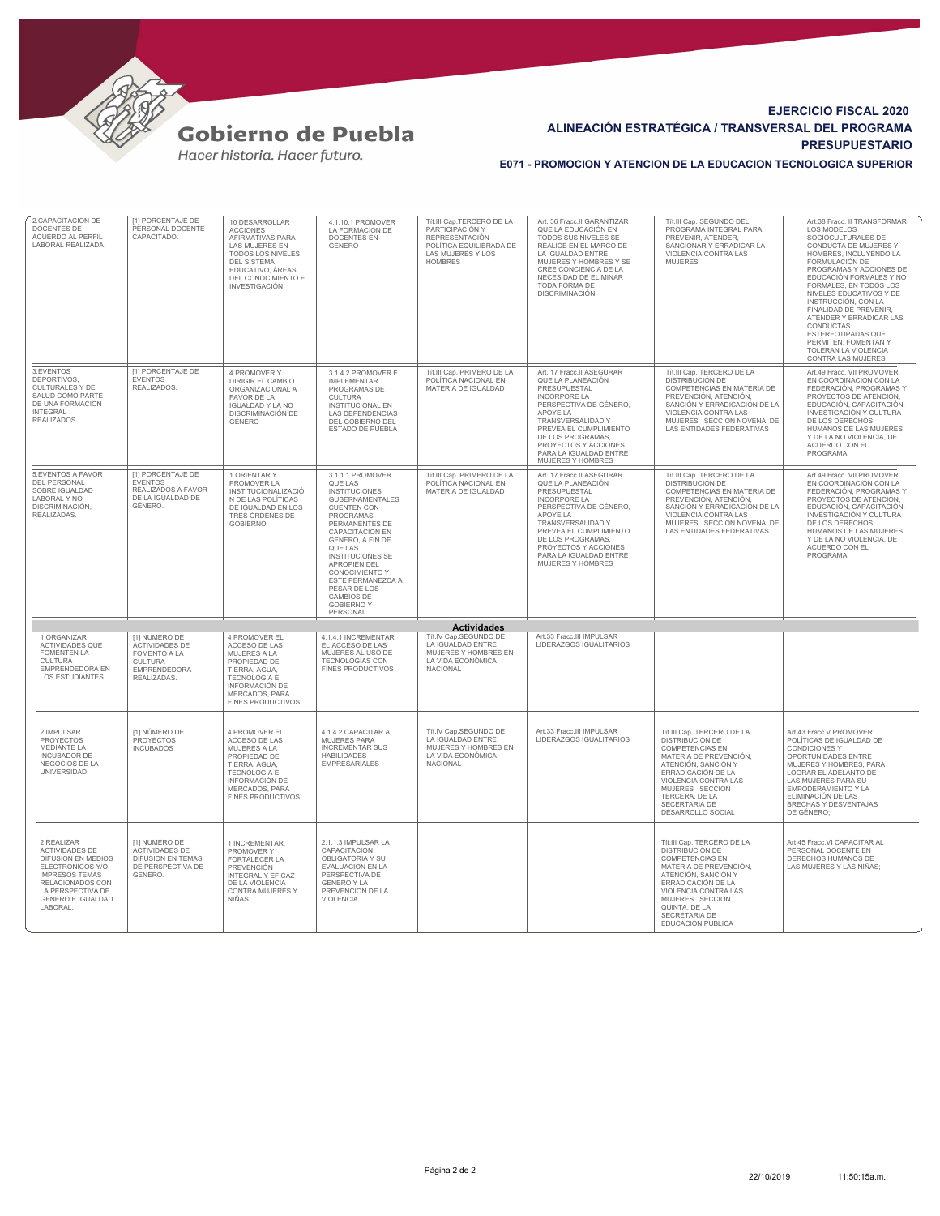# Gobierno de Puebla

*Hacer historia. Hacer futuro.*

**EJERCICIO FISCAL 2020**
**ALINEACIÓN ESTRATÉGICA / TRANSVERSAL DEL PROGRAMA PRESUPUESTARIO**
**E071 - PROMOCION Y ATENCION DE LA EDUCACION TECNOLOGICA SUPERIOR**

| | | | | | | | |
|---|---|---|---|---|---|---|---|
| 2.CAPACITACION DE DOCENTES DE ACUERDO AL PERFIL LABORAL REALIZADA. | [1] PORCENTAJE DE PERSONAL DOCENTE CAPACITADO. | 10 DESARROLLAR ACCIONES AFIRMATIVAS PARA LAS MUJERES EN TODOS LOS NIVELES DEL SISTEMA EDUCATIVO, ÁREAS DEL CONOCIMIENTO E INVESTIGACIÓN | 4.1.10.1 PROMOVER LA FORMACION DE DOCENTES EN GENERO | Tít.III Cap.TERCERO DE LA PARTICIPACIÓN Y REPRESENTACIÓN POLÍTICA EQUILIBRADA DE LAS MUJERES Y LOS HOMBRES | Art. 36 Fracc.II GARANTIZAR QUE LA EDUCACIÓN EN TODOS SUS NIVELES SE REALICE EN EL MARCO DE LA IGUALDAD ENTRE MUJERES Y HOMBRES Y SE CREE CONCIENCIA DE LA NECESIDAD DE ELIMINAR TODA FORMA DE DISCRIMINACIÓN. | Tít.III Cap. SEGUNDO DEL PROGRAMA INTEGRAL PARA PREVENIR, ATENDER, SANCIONAR Y ERRADICAR LA VIOLENCIA CONTRA LAS MUJERES | Art.38 Fracc. II TRANSFORMAR LOS MODELOS SOCIOCULTURALES DE CONDUCTA DE MUJERES Y HOMBRES, INCLUYENDO LA FORMULACIÓN DE PROGRAMAS Y ACCIONES DE EDUCACIÓN FORMALES Y NO FORMALES, EN TODOS LOS NIVELES EDUCATIVOS Y DE INSTRUCCIÓN, CON LA FINALIDAD DE PREVENIR, ATENDER Y ERRADICAR LAS CONDUCTAS ESTEREOTIPADAS QUE PERMITEN, FOMENTAN Y TOLERAN LA VIOLENCIA CONTRA LAS MUJERES |
| 3.EVENTOS DEPORTIVOS, CULTURALES Y DE SALUD COMO PARTE DE UNA FORMACION INTEGRAL REALIZADOS. | [1] PORCENTAJE DE EVENTOS REALIZADOS. | 4 PROMOVER Y DIRIGIR EL CAMBIO ORGANIZACIONAL A FAVOR DE LA IGUALDAD Y LA NO DISCRIMINACIÓN DE GÉNERO | 3.1.4.2 PROMOVER E IMPLEMENTAR PROGRAMAS DE CULTURA INSTITUCIONAL EN LAS DEPENDENCIAS DEL GOBIERNO DEL ESTADO DE PUEBLA | Tít.III Cap. PRIMERO DE LA POLÍTICA NACIONAL EN MATERIA DE IGUALDAD | Art. 17 Fracc.II ASEGURAR QUE LA PLANEACIÓN PRESUPUESTAL INCORPORE LA PERSPECTIVA DE GÉNERO, APOYE LA TRANSVERSALIDAD Y PREVEA EL CUMPLIMIENTO DE LOS PROGRAMAS, PROYECTOS Y ACCIONES PARA LA IGUALDAD ENTRE MUJERES Y HOMBRES | Tít.III Cap. TERCERO DE LA DISTRIBUCIÓN DE COMPETENCIAS EN MATERIA DE PREVENCIÓN, ATENCIÓN, SANCIÓN Y ERRADICACIÓN DE LA VIOLENCIA CONTRA LAS MUJERES SECCION NOVENA. DE LAS ENTIDADES FEDERATIVAS | Art.49 Fracc. VII PROMOVER, EN COORDINACIÓN CON LA FEDERACIÓN, PROGRAMAS Y PROYECTOS DE ATENCIÓN, EDUCACIÓN, CAPACITACIÓN, INVESTIGACIÓN Y CULTURA DE LOS DERECHOS HUMANOS DE LAS MUJERES Y DE LA NO VIOLENCIA, DE ACUERDO CON EL PROGRAMA |
| 5.EVENTOS A FAVOR DEL PERSONAL SOBRE IGUALDAD LABORAL Y NO DISCRIMINACIÓN, REALIZADAS. | [1] PORCENTAJE DE EVENTOS REALIZADOS A FAVOR DE LA IGUALDAD DE GÉNERO. | 1 ORIENTAR Y PROMOVER LA INSTITUCIONALIZACIÓN DE LAS POLÍTICAS DE IGUALDAD EN LOS TRES ÓRDENES DE GOBIERNO | 3.1.1.1 PROMOVER QUE LAS INSTITUCIONES GUBERNAMENTALES CUENTEN CON PROGRAMAS PERMANENTES DE CAPACITACION EN GENERO, A FIN DE QUE LAS INSTITUCIONES SE APROPIEN DEL CONOCIMIENTO Y ESTE PERMANEZCA A PESAR DE LOS CAMBIOS DE GOBIERNO Y PERSONAL | Tít.III Cap. PRIMERO DE LA POLÍTICA NACIONAL EN MATERIA DE IGUALDAD | Art. 17 Fracc.II ASEGURAR QUE LA PLANEACIÓN PRESUPUESTAL INCORPORE LA PERSPECTIVA DE GÉNERO, APOYE LA TRANSVERSALIDAD Y PREVEA EL CUMPLIMIENTO DE LOS PROGRAMAS, PROYECTOS Y ACCIONES PARA LA IGUALDAD ENTRE MUJERES Y HOMBRES | Tít.III Cap. TERCERO DE LA DISTRIBUCIÓN DE COMPETENCIAS EN MATERIA DE PREVENCIÓN, ATENCIÓN, SANCIÓN Y ERRADICACIÓN DE LA VIOLENCIA CONTRA LAS MUJERES SECCION NOVENA. DE LAS ENTIDADES FEDERATIVAS | Art.49 Fracc. VII PROMOVER, EN COORDINACIÓN CON LA FEDERACIÓN, PROGRAMAS Y PROYECTOS DE ATENCIÓN, EDUCACIÓN, CAPACITACIÓN, INVESTIGACIÓN Y CULTURA DE LOS DERECHOS HUMANOS DE LAS MUJERES Y DE LA NO VIOLENCIA, DE ACUERDO CON EL PROGRAMA |
| **Actividades** | | | | | | | |
| 1.ORGANIZAR ACTIVIDADES QUE FOMENTEN LA CULTURA EMPRENDEDORA EN LOS ESTUDIANTES. | [1] NUMERO DE ACTIVIDADES DE FOMENTO A LA CULTURA EMPRENDEDORA REALIZADAS. | 4 PROMOVER EL ACCESO DE LAS MUJERES A LA PROPIEDAD DE TIERRA, AGUA, TECNOLOGÍA E INFORMACIÓN DE MERCADOS, PARA FINES PRODUCTIVOS | 4.1.4.1 INCREMENTAR EL ACCESO DE LAS MUJERES AL USO DE TECNOLOGIAS CON FINES PRODUCTIVOS | Tít.IV Cap.SEGUNDO DE LA IGUALDAD ENTRE MUJERES Y HOMBRES EN LA VIDA ECONÓMICA NACIONAL | Art.33 Fracc.III IMPULSAR LIDERAZGOS IGUALITARIOS | | |
| 2.IMPULSAR PROYECTOS MEDIANTE LA INCUBADOR DE NEGOCIOS DE LA UNIVERSIDAD | [1] NÚMERO DE PROYECTOS INCUBADOS | 4 PROMOVER EL ACCESO DE LAS MUJERES A LA PROPIEDAD DE TIERRA, AGUA, TECNOLOGÍA E INFORMACIÓN DE MERCADOS, PARA FINES PRODUCTIVOS | 4.1.4.2 CAPACITAR A MUJERES PARA INCREMENTAR SUS HABILIDADES EMPRESARIALES | Tít.IV Cap.SEGUNDO DE LA IGUALDAD ENTRE MUJERES Y HOMBRES EN LA VIDA ECONÓMICA NACIONAL | Art.33 Fracc.III IMPULSAR LIDERAZGOS IGUALITARIOS | Tít.III Cap. TERCERO DE LA DISTRIBUCIÓN DE COMPETENCIAS EN MATERIA DE PREVENCIÓN, ATENCIÓN, SANCIÓN Y ERRADICACIÓN DE LA VIOLENCIA CONTRA LAS MUJERES SECCION TERCERA. DE LA SECERTARIA DE DESARROLLO SOCIAL | Art.43 Fracc.V PROMOVER POLÍTICAS DE IGUALDAD DE CONDICIONES Y OPORTUNIDADES ENTRE MUJERES Y HOMBRES, PARA LOGRAR EL ADELANTO DE LAS MUJERES PARA SU EMPODERAMIENTO Y LA ELIMINACIÓN DE LAS BRECHAS Y DESVENTAJAS DE GÉNERO; |
| 2.REALIZAR ACTIVIDADES DE DIFUSION EN MEDIOS ELECTRONICOS Y/O IMPRESOS TEMAS RELACIONADOS CON LA PERSPECTIVA DE GENERO E IGUALDAD LABORAL. | [1] NUMERO DE ACTIVIDADES DE DIFUSION EN TEMAS DE PERSPECTIVA DE GENERO. | 1 INCREMENTAR, PROMOVER Y FORTALECER LA PREVENCIÓN INTEGRAL Y EFICAZ DE LA VIOLENCIA CONTRA MUJERES Y NIÑAS | 2.1.1.3 IMPULSAR LA CAPACITACION OBLIGATORIA Y SU EVALUACION EN LA PERSPECTIVA DE GENERO Y LA PREVENCION DE LA VIOLENCIA | | | Tít.III Cap. TERCERO DE LA DISTRIBUCIÓN DE COMPETENCIAS EN MATERIA DE PREVENCIÓN, ATENCIÓN, SANCIÓN Y ERRADICACIÓN DE LA VIOLENCIA CONTRA LAS MUJERES SECCION QUINTA. DE LA SECRETARIA DE EDUCACION PUBLICA | Art.45 Fracc.VI CAPACITAR AL PERSONAL DOCENTE EN DERECHOS HUMANOS DE LAS MUJERES Y LAS NIÑAS; |

22/10/2019 11:50:15a.m.